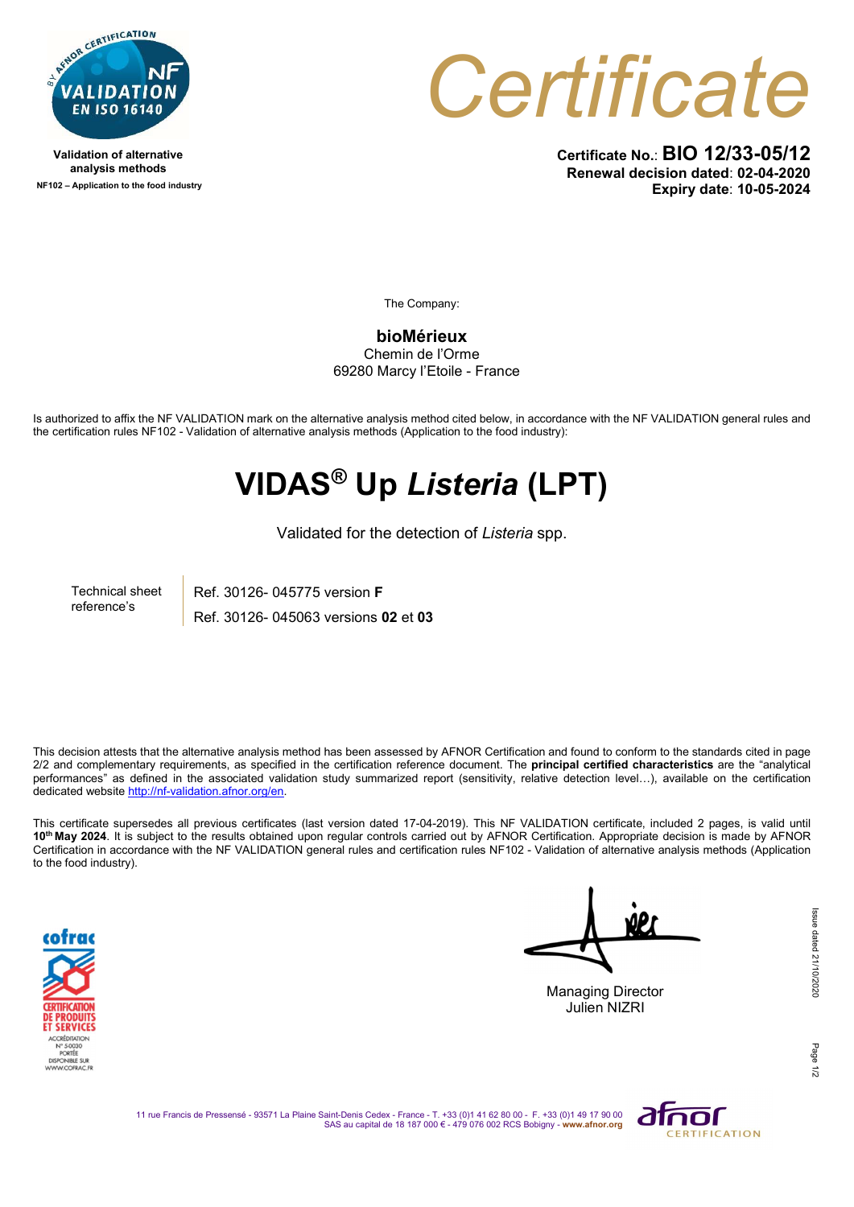NF VALIDATION EN ISO 16140

**Validation of alternative analysis methods**

**NF102 – Application to the food industry**

# Certificate

**Certificate No.: BIO 12/33-05/12**
**Renewal decision dated: 02-04-2020**
**Expiry date: 10-05-2024**

The Company:

**bioMérieux**
Chemin de l'Orme
69280 Marcy l'Etoile - France

Is authorized to affix the NF VALIDATION mark on the alternative analysis method cited below, in accordance with the NF VALIDATION general rules and the certification rules NF102 - Validation of alternative analysis methods (Application to the food industry):

# VIDAS® Up *Listeria* (LPT)

Validated for the detection of *Listeria* spp.

| Technical sheet reference's | Ref. 30126- 045775 version **F** |
|---|---|
| | Ref. 30126- 045063 versions **02** et **03** |

This decision attests that the alternative analysis method has been assessed by AFNOR Certification and found to conform to the standards cited in page 2/2 and complementary requirements, as specified in the certification reference document. The **principal certified characteristics** are the "analytical performances" as defined in the associated validation study summarized report (sensitivity, relative detection level…), available on the certification dedicated website http://nf-validation.afnor.org/en.

This certificate supersedes all previous certificates (last version dated 17-04-2019). This NF VALIDATION certificate, included 2 pages, is valid until **10th May 2024**. It is subject to the results obtained upon regular controls carried out by AFNOR Certification. Appropriate decision is made by AFNOR Certification in accordance with the NF VALIDATION general rules and certification rules NF102 - Validation of alternative analysis methods (Application to the food industry).

cofrac CERTIFICATION DE PRODUITS ET SERVICES ACCRÉDITATION N° 5-0030 PORTÉE DISPONIBLE SUR WWW.COFRAC.FR

Managing Director
Julien NIZRI

Issue dated 21/10/2020

11 rue Francis de Pressensé - 93571 La Plaine Saint-Denis Cedex - France - T. +33 (0)1 41 62 80 00 - F. +33 (0)1 49 17 90 00
SAS au capital de 18 187 000 € - 479 076 002 RCS Bobigny - www.afnor.org

afnor CERTIFICATION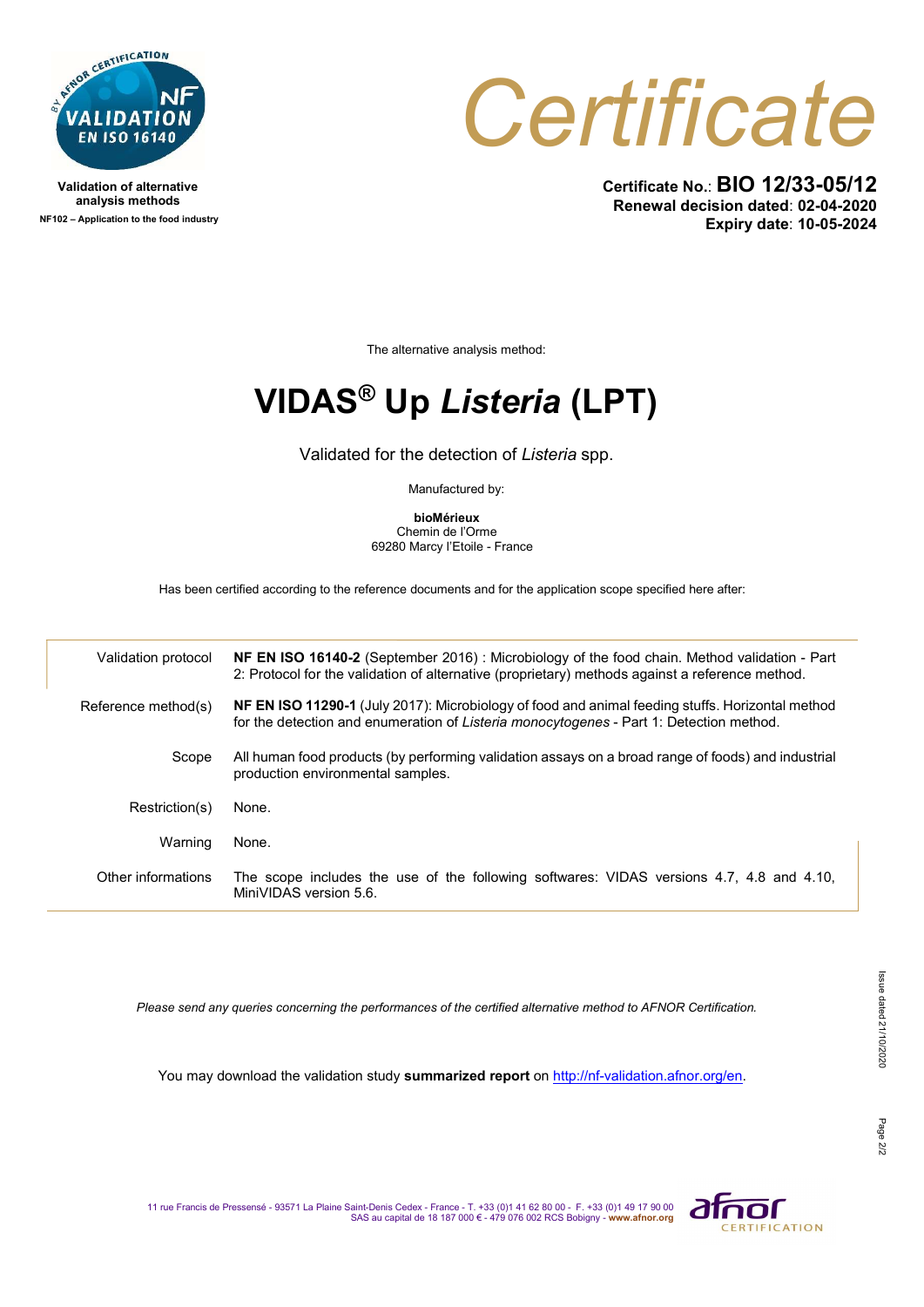Validation of alternative analysis methods

NF102 – Application to the food industry

# Certificate

**Certificate No.**: **BIO 12/33-05/12**
**Renewal decision dated**: **02-04-2020**
**Expiry date**: **10-05-2024**

The alternative analysis method:

# VIDAS® Up *Listeria* (LPT)

Validated for the detection of *Listeria* spp.

Manufactured by:

**bioMérieux**
Chemin de l'Orme
69280 Marcy l'Etoile - France

Has been certified according to the reference documents and for the application scope specified here after:

| | |
|---|---|
| Validation protocol | **NF EN ISO 16140-2** (September 2016) : Microbiology of the food chain. Method validation - Part 2: Protocol for the validation of alternative (proprietary) methods against a reference method. |
| Reference method(s) | **NF EN ISO 11290-1** (July 2017): Microbiology of food and animal feeding stuffs. Horizontal method for the detection and enumeration of *Listeria monocytogenes* - Part 1: Detection method. |
| Scope | All human food products (by performing validation assays on a broad range of foods) and industrial production environmental samples. |
| Restriction(s) | None. |
| Warning | None. |
| Other informations | The scope includes the use of the following softwares: VIDAS versions 4.7, 4.8 and 4.10, MiniVIDAS version 5.6. |

*Please send any queries concerning the performances of the certified alternative method to AFNOR Certification.*

You may download the validation study **summarized report** on http://nf-validation.afnor.org/en.

Issue dated 21/10/2020

11 rue Francis de Pressensé - 93571 La Plaine Saint-Denis Cedex - France - T. +33 (0)1 41 62 80 00 - F. +33 (0)1 49 17 90 00
SAS au capital de 18 187 000 € - 479 076 002 RCS Bobigny - **www.afnor.org**